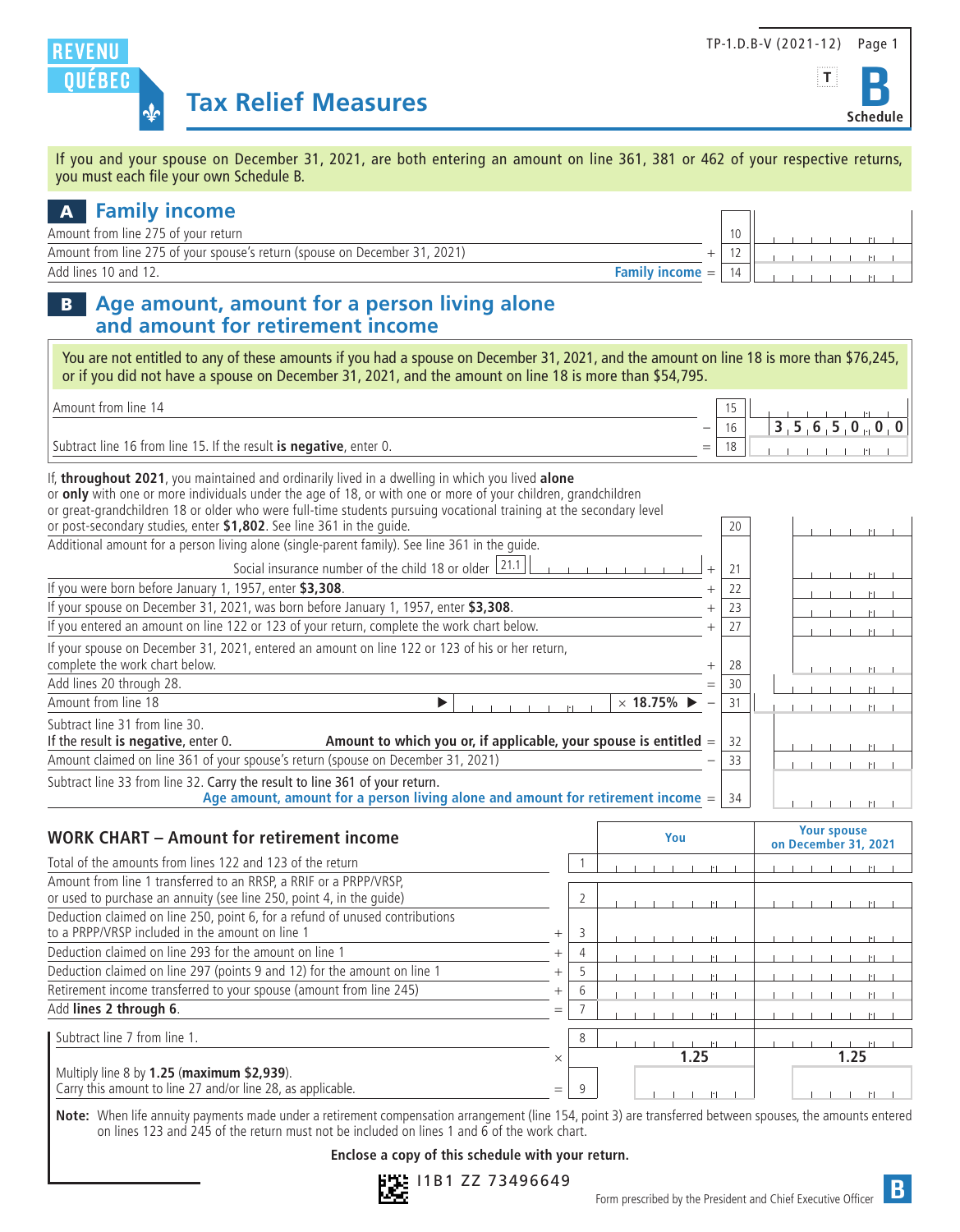TP-1.D.B-V (2021-12)

REVENU QUÉBEC

# Tax Relief Measures

**Schedule B**

If you and your spouse on December 31, 2021, are both entering an amount on line 361, 381 or 462 of your respective returns, you must each file your own Schedule B.

## A Family income

| Description | | Line | Amount |
|---|---|---|---|
| Amount from line 275 of your return | | 10 | |
| Amount from line 275 of your spouse's return (spouse on December 31, 2021) | + | 12 | |
| Add lines 10 and 12. **Family income** | = | 14 | |

## B Age amount, amount for a person living alone and amount for retirement income

You are not entitled to any of these amounts if you had a spouse on December 31, 2021, and the amount on line 18 is more than $76,245, or if you did not have a spouse on December 31, 2021, and the amount on line 18 is more than $54,795.

| Description | | Line | Amount |
|---|---|---|---|
| Amount from line 14 | | 15 | |
| | − | 16 | 35,650.00 |
| Subtract line 16 from line 15. If the result **is negative**, enter 0. | = | 18 | |

| Description | | Line | Amount |
|---|---|---|---|
| If, **throughout 2021**, you maintained and ordinarily lived in a dwelling in which you lived **alone** or **only** with one or more individuals under the age of 18, or with one or more of your children, grandchildren or great-grandchildren 18 or older who were full-time students pursuing vocational training at the secondary level or post-secondary studies, enter **$1,802**. See line 361 in the guide. | | 20 | |
| Additional amount for a person living alone (single-parent family). See line 361 in the guide. Social insurance number of the child 18 or older (21.1) | + | 21 | |
| If you were born before January 1, 1957, enter **$3,308**. | + | 22 | |
| If your spouse on December 31, 2021, was born before January 1, 1957, enter **$3,308**. | + | 23 | |
| If you entered an amount on line 122 or 123 of your return, complete the work chart below. | + | 27 | |
| If your spouse on December 31, 2021, entered an amount on line 122 or 123 of his or her return, complete the work chart below. | + | 28 | |
| Add lines 20 through 28. | = | 30 | |
| Amount from line 18 ▶ ______ × **18.75%** ▶ | − | 31 | |
| Subtract line 31 from line 30. If the result **is negative**, enter 0. **Amount to which you or, if applicable, your spouse is entitled** | = | 32 | |
| Amount claimed on line 361 of your spouse's return (spouse on December 31, 2021) | − | 33 | |
| Subtract line 33 from line 32. **Carry the result to line 361 of your return. Age amount, amount for a person living alone and amount for retirement income** | = | 34 | |

### WORK CHART – Amount for retirement income

| Description | | Line | You | Your spouse on December 31, 2021 |
|---|---|---|---|---|
| Total of the amounts from lines 122 and 123 of the return | | 1 | | |
| Amount from line 1 transferred to an RRSP, a RRIF or a PRPP/VRSP, or used to purchase an annuity (see line 250, point 4, in the guide) | | 2 | | |
| Deduction claimed on line 250, point 6, for a refund of unused contributions to a PRPP/VRSP included in the amount on line 1 | + | 3 | | |
| Deduction claimed on line 293 for the amount on line 1 | + | 4 | | |
| Deduction claimed on line 297 (points 9 and 12) for the amount on line 1 | + | 5 | | |
| Retirement income transferred to your spouse (amount from line 245) | + | 6 | | |
| Add **lines 2 through 6**. | = | 7 | | |
| Subtract line 7 from line 1. | | 8 | | |
| | × | | **1.25** | **1.25** |
| Multiply line 8 by **1.25** (**maximum $2,939**). Carry this amount to line 27 and/or line 28, as applicable. | = | 9 | | |

**Note:** When life annuity payments made under a retirement compensation arrangement (line 154, point 3) are transferred between spouses, the amounts entered on lines 123 and 245 of the return must not be included on lines 1 and 6 of the work chart.

**Enclose a copy of this schedule with your return.**

I1B1 ZZ 73496649

Form prescribed by the President and Chief Executive Officer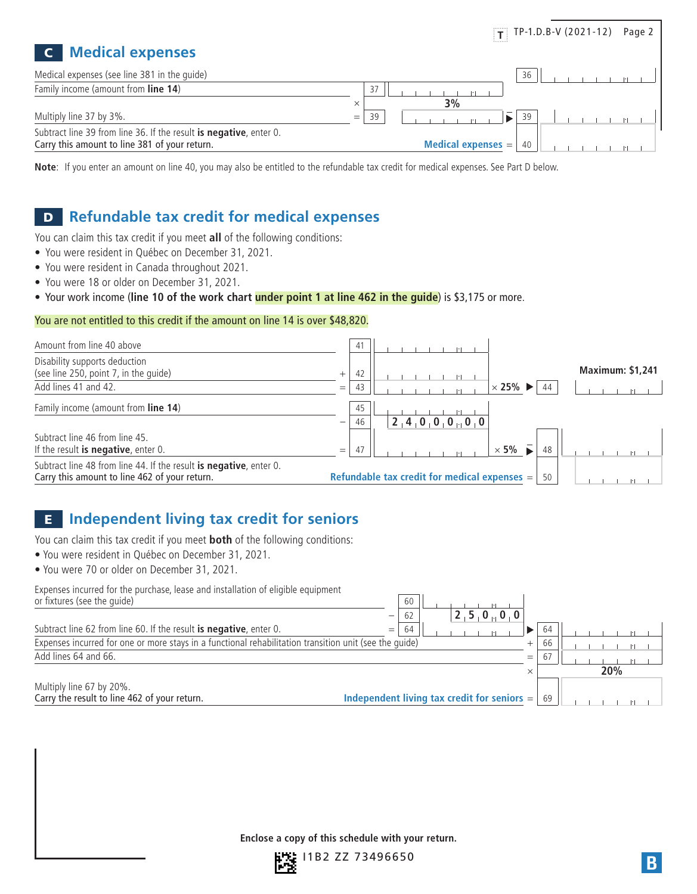## C Medical expenses

| | | | | | |
|---|---|---|---|---|---|
| Medical expenses (see line 381 in the guide) | | | | 36 | |
| Family income (amount from **line 14**) | | 37 | | | |
| | × | | 3% | | |
| Multiply line 37 by 3%. | = | 39 | | ▶ 39 | |
| Subtract line 39 from line 36. If the result **is negative**, enter 0. Carry this amount to line 381 of your return. | | | **Medical expenses** = | 40 | |

**Note**: If you enter an amount on line 40, you may also be entitled to the refundable tax credit for medical expenses. See Part D below.

## D Refundable tax credit for medical expenses

You can claim this tax credit if you meet **all** of the following conditions:

- You were resident in Québec on December 31, 2021.
- You were resident in Canada throughout 2021.
- You were 18 or older on December 31, 2021.
- Your work income (**line 10 of the work chart under point 1 at line 462 in the guide**) is $3,175 or more.

You are not entitled to this credit if the amount on line 14 is over $48,820.

| | | | | | | |
|---|---|---|---|---|---|---|
| Amount from line 40 above | | 41 | | | | |
| Disability supports deduction (see line 250, point 7, in the guide) | + | 42 | | | | **Maximum: $1,241** |
| Add lines 41 and 42. | = | 43 | | × 25% ▶ | 44 | |
| Family income (amount from **line 14**) | | 45 | | | | |
| | − | 46 | 24,000.00 | | | |
| Subtract line 46 from line 45. If the result **is negative**, enter 0. | = | 47 | | × 5% ▶ | − 48 | |
| Subtract line 48 from line 44. If the result **is negative**, enter 0. Carry this amount to line 462 of your return. | | | | **Refundable tax credit for medical expenses** = | 50 | |

## E Independent living tax credit for seniors

You can claim this tax credit if you meet **both** of the following conditions:

- You were resident in Québec on December 31, 2021.
- You were 70 or older on December 31, 2021.

| | | | | | |
|---|---|---|---|---|---|
| Expenses incurred for the purchase, lease and installation of eligible equipment or fixtures (see the guide) | | 60 | | | |
| | − | 62 | 2,500.00 | | |
| Subtract line 62 from line 60. If the result **is negative**, enter 0. | = | 64 | | ▶ 64 | |
| Expenses incurred for one or more stays in a functional rehabilitation transition unit (see the guide) | | | | + 66 | |
| Add lines 64 and 66. | | | | = 67 | |
| | | | | × | 20% |
| Multiply line 67 by 20%. Carry the result to line 462 of your return. | | | **Independent living tax credit for seniors** = | 69 | |

**Enclose a copy of this schedule with your return.**